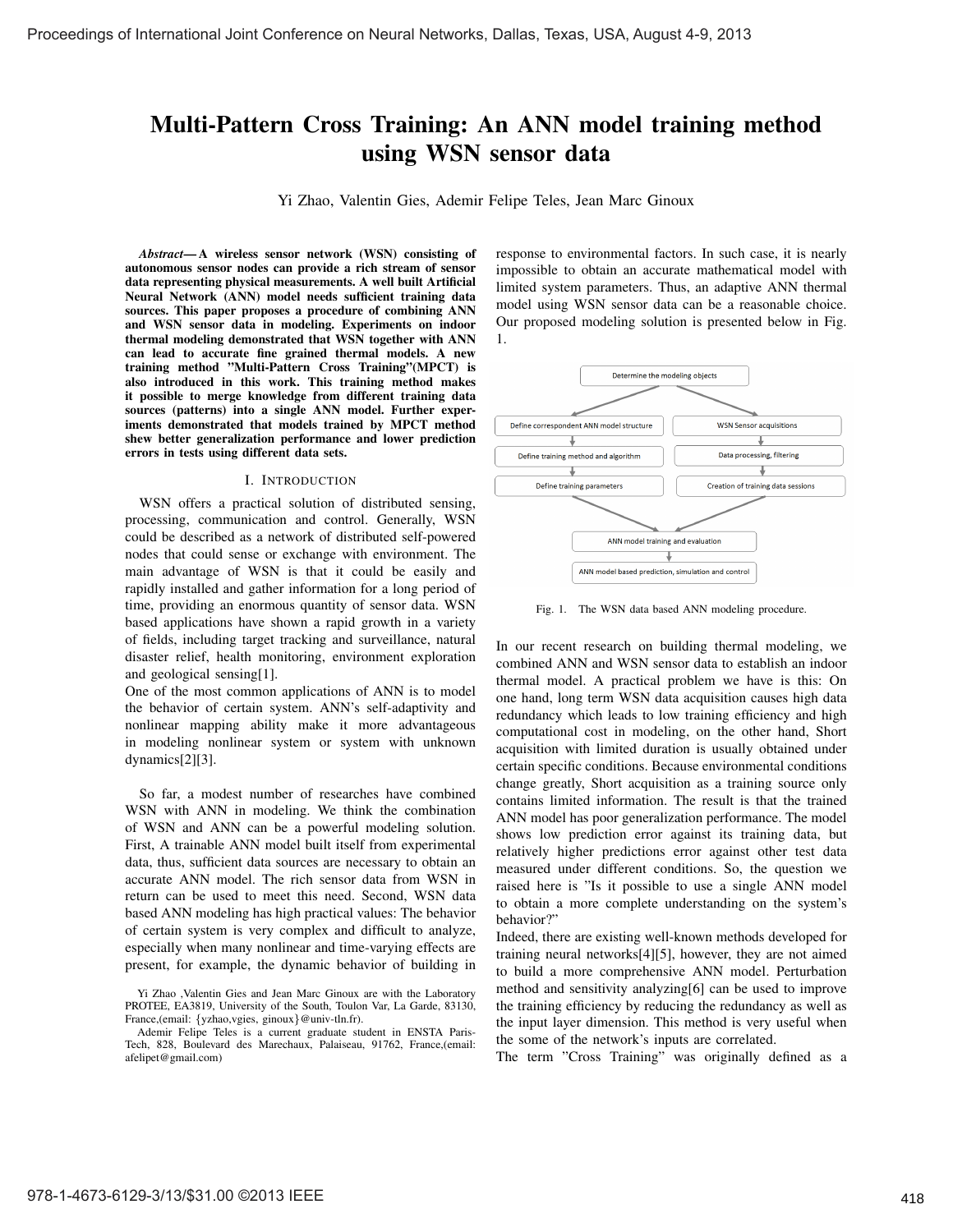# Multi-Pattern Cross Training: An ANN model training method using WSN sensor data

Yi Zhao, Valentin Gies, Ademir Felipe Teles, Jean Marc Ginoux

***Abstract*— A wireless sensor network (WSN) consisting of autonomous sensor nodes can provide a rich stream of sensor data representing physical measurements. A well built Artificial Neural Network (ANN) model needs sufficient training data sources. This paper proposes a procedure of combining ANN and WSN sensor data in modeling. Experiments on indoor thermal modeling demonstrated that WSN together with ANN can lead to accurate fine grained thermal models. A new training method "Multi-Pattern Cross Training"(MPCT) is also introduced in this work. This training method makes it possible to merge knowledge from different training data sources (patterns) into a single ANN model. Further experiments demonstrated that models trained by MPCT method shew better generalization performance and lower prediction errors in tests using different data sets.**

## I. Introduction

WSN offers a practical solution of distributed sensing, processing, communication and control. Generally, WSN could be described as a network of distributed self-powered nodes that could sense or exchange with environment. The main advantage of WSN is that it could be easily and rapidly installed and gather information for a long period of time, providing an enormous quantity of sensor data. WSN based applications have shown a rapid growth in a variety of fields, including target tracking and surveillance, natural disaster relief, health monitoring, environment exploration and geological sensing[1].

One of the most common applications of ANN is to model the behavior of certain system. ANN's self-adaptivity and nonlinear mapping ability make it more advantageous in modeling nonlinear system or system with unknown dynamics[2][3].

So far, a modest number of researches have combined WSN with ANN in modeling. We think the combination of WSN and ANN can be a powerful modeling solution. First, A trainable ANN model built itself from experimental data, thus, sufficient data sources are necessary to obtain an accurate ANN model. The rich sensor data from WSN in return can be used to meet this need. Second, WSN data based ANN modeling has high practical values: The behavior of certain system is very complex and difficult to analyze, especially when many nonlinear and time-varying effects are present, for example, the dynamic behavior of building in response to environmental factors. In such case, it is nearly impossible to obtain an accurate mathematical model with limited system parameters. Thus, an adaptive ANN thermal model using WSN sensor data can be a reasonable choice. Our proposed modeling solution is presented below in Fig. 1.

Determine the modeling objects → Define correspondent ANN model structure → Define training method and algorithm → Define training parameters; WSN Sensor acquisitions → Data processing, filtering → Creation of training data sessions; → ANN model training and evaluation → ANN model based prediction, simulation and control

Fig. 1. The WSN data based ANN modeling procedure.

In our recent research on building thermal modeling, we combined ANN and WSN sensor data to establish an indoor thermal model. A practical problem we have is this: On one hand, long term WSN data acquisition causes high data redundancy which leads to low training efficiency and high computational cost in modeling, on the other hand, Short acquisition with limited duration is usually obtained under certain specific conditions. Because environmental conditions change greatly, Short acquisition as a training source only contains limited information. The result is that the trained ANN model has poor generalization performance. The model shows low prediction error against its training data, but relatively higher predictions error against other test data measured under different conditions. So, the question we raised here is "Is it possible to use a single ANN model to obtain a more complete understanding on the system's behavior?"

Indeed, there are existing well-known methods developed for training neural networks[4][5], however, they are not aimed to build a more comprehensive ANN model. Perturbation method and sensitivity analyzing[6] can be used to improve the training efficiency by reducing the redundancy as well as the input layer dimension. This method is very useful when the some of the network's inputs are correlated.

The term "Cross Training" was originally defined as a

Yi Zhao ,Valentin Gies and Jean Marc Ginoux are with the Laboratory PROTEE, EA3819, University of the South, Toulon Var, La Garde, 83130, France,(email: {yzhao,vgies, ginoux}@univ-tln.fr).

Ademir Felipe Teles is a current graduate student in ENSTA Paris-Tech, 828, Boulevard des Marechaux, Palaiseau, 91762, France,(email: afelipet@gmail.com)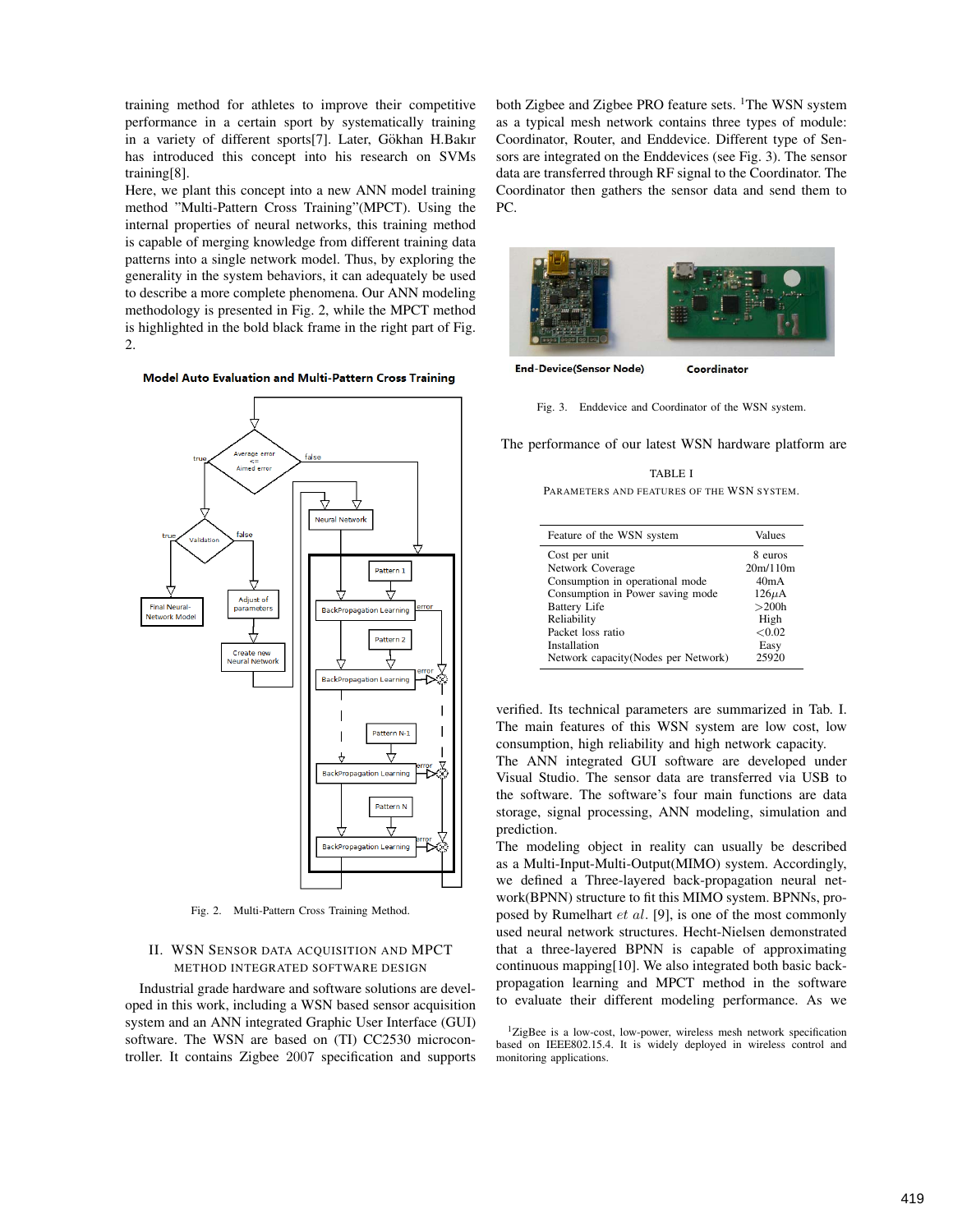training method for athletes to improve their competitive performance in a certain sport by systematically training in a variety of different sports[7]. Later, Gökhan H.Bakır has introduced this concept into his research on SVMs training[8].

Here, we plant this concept into a new ANN model training method "Multi-Pattern Cross Training"(MPCT). Using the internal properties of neural networks, this training method is capable of merging knowledge from different training data patterns into a single network model. Thus, by exploring the generality in the system behaviors, it can adequately be used to describe a more complete phenomena. Our ANN modeling methodology is presented in Fig. 2, while the MPCT method is highlighted in the bold black frame in the right part of Fig. 2.

Fig. 2. Multi-Pattern Cross Training Method.

## II. WSN Sensor data acquisition and MPCT method integrated software design

Industrial grade hardware and software solutions are developed in this work, including a WSN based sensor acquisition system and an ANN integrated Graphic User Interface (GUI) software. The WSN are based on (TI) CC2530 microcontroller. It contains Zigbee 2007 specification and supports both Zigbee and Zigbee PRO feature sets. [1]The WSN system as a typical mesh network contains three types of module: Coordinator, Router, and Enddevice. Different type of Sensors are integrated on the Enddevices (see Fig. 3). The sensor data are transferred through RF signal to the Coordinator. The Coordinator then gathers the sensor data and send them to PC.

Fig. 3. Enddevice and Coordinator of the WSN system.

The performance of our latest WSN hardware platform are verified. Its technical parameters are summarized in Tab. I. The main features of this WSN system are low cost, low consumption, high reliability and high network capacity.

TABLE I
Parameters and features of the WSN system.

| Feature of the WSN system | Values |
|---|---|
| Cost per unit | 8 euros |
| Network Coverage | 20m/110m |
| Consumption in operational mode | 40mA |
| Consumption in Power saving mode | 126$\mu$A |
| Battery Life | >200h |
| Reliability | High |
| Packet loss ratio | <0.02 |
| Installation | Easy |
| Network capacity(Nodes per Network) | 25920 |

The ANN integrated GUI software are developed under Visual Studio. The sensor data are transferred via USB to the software. The software's four main functions are data storage, signal processing, ANN modeling, simulation and prediction.

The modeling object in reality can usually be described as a Multi-Input-Multi-Output(MIMO) system. Accordingly, we defined a Three-layered back-propagation neural network(BPNN) structure to fit this MIMO system. BPNNs, proposed by Rumelhart *et al.* [9], is one of the most commonly used neural network structures. Hecht-Nielsen demonstrated that a three-layered BPNN is capable of approximating continuous mapping[10]. We also integrated both basic back-propagation learning and MPCT method in the software to evaluate their different modeling performance. As we

[1]ZigBee is a low-cost, low-power, wireless mesh network specification based on IEEE802.15.4. It is widely deployed in wireless control and monitoring applications.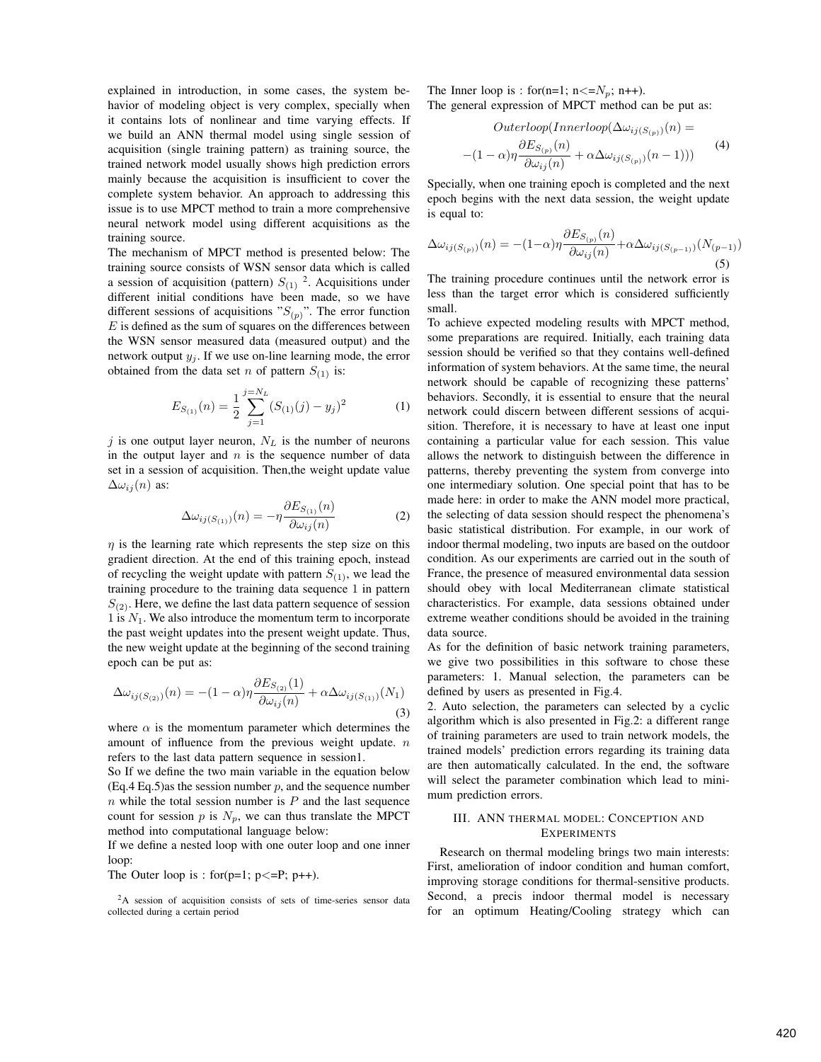explained in introduction, in some cases, the system behavior of modeling object is very complex, specially when it contains lots of nonlinear and time varying effects. If we build an ANN thermal model using single session of acquisition (single training pattern) as training source, the trained network model usually shows high prediction errors mainly because the acquisition is insufficient to cover the complete system behavior. An approach to addressing this issue is to use MPCT method to train a more comprehensive neural network model using different acquisitions as the training source.

The mechanism of MPCT method is presented below: The training source consists of WSN sensor data which is called a session of acquisition (pattern) $S_{(1)}$ [2]. Acquisitions under different initial conditions have been made, so we have different sessions of acquisitions "$S_{(p)}$". The error function $E$ is defined as the sum of squares on the differences between the WSN sensor measured data (measured output) and the network output $y_j$. If we use on-line learning mode, the error obtained from the data set $n$ of pattern $S_{(1)}$ is:

$$E_{S_{(1)}}(n) = \frac{1}{2}\sum_{j=1}^{j=N_L}(S_{(1)}(j) - y_j)^2 \tag{1}$$

$j$ is one output layer neuron, $N_L$ is the number of neurons in the output layer and $n$ is the sequence number of data set in a session of acquisition. Then,the weight update value $\Delta\omega_{ij}(n)$ as:

$$\Delta\omega_{ij(S_{(1)})}(n) = -\eta\frac{\partial E_{S_{(1)}}(n)}{\partial \omega_{ij}(n)} \tag{2}$$

$\eta$ is the learning rate which represents the step size on this gradient direction. At the end of this training epoch, instead of recycling the weight update with pattern $S_{(1)}$, we lead the training procedure to the training data sequence 1 in pattern $S_{(2)}$. Here, we define the last data pattern sequence of session 1 is $N_1$. We also introduce the momentum term to incorporate the past weight updates into the present weight update. Thus, the new weight update at the beginning of the second training epoch can be put as:

$$\Delta\omega_{ij(S_{(2)})}(n) = -(1-\alpha)\eta\frac{\partial E_{S_{(2)}}(1)}{\partial \omega_{ij}(n)} + \alpha\Delta\omega_{ij(S_{(1)})}(N_1) \tag{3}$$

where $\alpha$ is the momentum parameter which determines the amount of influence from the previous weight update. $n$ refers to the last data pattern sequence in session1.

So If we define the two main variable in the equation below (Eq.4 Eq.5)as the session number $p$, and the sequence number $n$ while the total session number is $P$ and the last sequence count for session $p$ is $N_p$, we can thus translate the MPCT method into computational language below:

If we define a nested loop with one outer loop and one inner loop:

The Outer loop is : for(p=1; p<=P; p++).

The Inner loop is : for(n=1; n<=$N_p$; n++).

The general expression of MPCT method can be put as:

$$\begin{aligned} &Outerloop(Innerloop(\Delta\omega_{ij(S_{(p)})}(n) = \\ &-(1-\alpha)\eta\frac{\partial E_{S_{(p)}}(n)}{\partial \omega_{ij}(n)} + \alpha\Delta\omega_{ij(S_{(p)})}(n-1))) \end{aligned} \tag{4}$$

Specially, when one training epoch is completed and the next epoch begins with the next data session, the weight update is equal to:

$$\Delta\omega_{ij(S_{(p)})}(n) = -(1-\alpha)\eta\frac{\partial E_{S_{(p)}}(n)}{\partial \omega_{ij}(n)} + \alpha\Delta\omega_{ij(S_{(p-1)})}(N_{(p-1)}) \tag{5}$$

The training procedure continues until the network error is less than the target error which is considered sufficiently small.

To achieve expected modeling results with MPCT method, some preparations are required. Initially, each training data session should be verified so that they contains well-defined information of system behaviors. At the same time, the neural network should be capable of recognizing these patterns' behaviors. Secondly, it is essential to ensure that the neural network could discern between different sessions of acquisition. Therefore, it is necessary to have at least one input containing a particular value for each session. This value allows the network to distinguish between the difference in patterns, thereby preventing the system from converge into one intermediary solution. One special point that has to be made here: in order to make the ANN model more practical, the selecting of data session should respect the phenomena's basic statistical distribution. For example, in our work of indoor thermal modeling, two inputs are based on the outdoor condition. As our experiments are carried out in the south of France, the presence of measured environmental data session should obey with local Mediterranean climate statistical characteristics. For example, data sessions obtained under extreme weather conditions should be avoided in the training data source.

As for the definition of basic network training parameters, we give two possibilities in this software to chose these parameters: 1. Manual selection, the parameters can be defined by users as presented in Fig.4.

2. Auto selection, the parameters can selected by a cyclic algorithm which is also presented in Fig.2: a different range of training parameters are used to train network models, the trained models' prediction errors regarding its training data are then automatically calculated. In the end, the software will select the parameter combination which lead to minimum prediction errors.

## III. ANN thermal model: Conception and Experiments

Research on thermal modeling brings two main interests: First, amelioration of indoor condition and human comfort, improving storage conditions for thermal-sensitive products. Second, a precis indoor thermal model is necessary for an optimum Heating/Cooling strategy which can

[2] A session of acquisition consists of sets of time-series sensor data collected during a certain period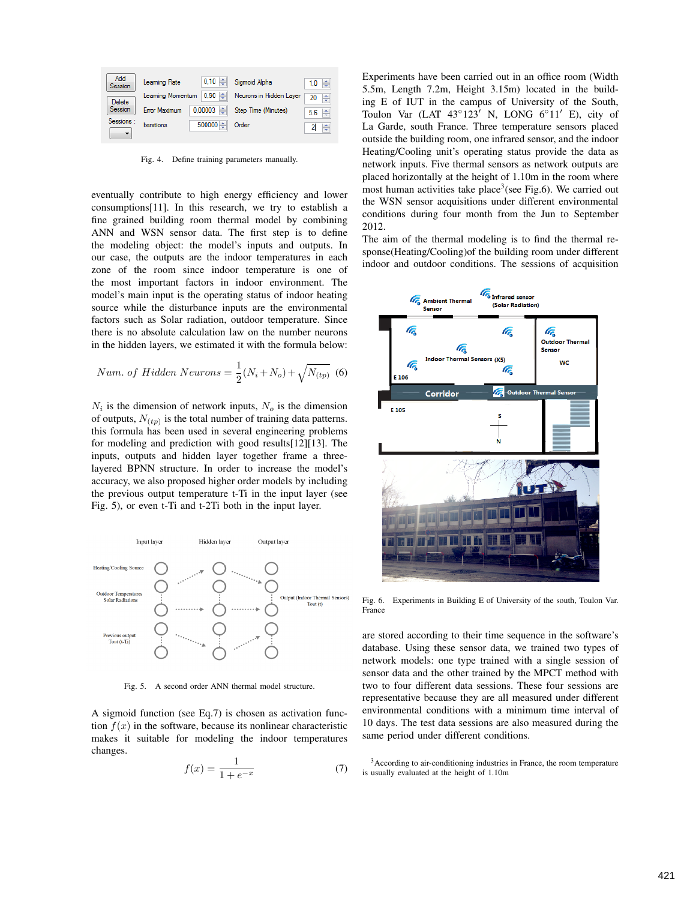Fig. 4. Define training parameters manually.

eventually contribute to high energy efficiency and lower consumptions[11]. In this research, we try to establish a fine grained building room thermal model by combining ANN and WSN sensor data. The first step is to define the modeling object: the model's inputs and outputs. In our case, the outputs are the indoor temperatures in each zone of the room since indoor temperature is one of the most important factors in indoor environment. The model's main input is the operating status of indoor heating source while the disturbance inputs are the environmental factors such as Solar radiation, outdoor temperature. Since there is no absolute calculation law on the number neurons in the hidden layers, we estimated it with the formula below:

$$Num.\ of\ Hidden\ Neurons = \frac{1}{2}(N_i + N_o) + \sqrt{N_{(tp)}} \quad (6)$$

$N_i$ is the dimension of network inputs, $N_o$ is the dimension of outputs, $N_{(tp)}$ is the total number of training data patterns. this formula has been used in several engineering problems for modeling and prediction with good results[12][13]. The inputs, outputs and hidden layer together frame a three-layered BPNN structure. In order to increase the model's accuracy, we also proposed higher order models by including the previous output temperature t-Ti in the input layer (see Fig. 5), or even t-Ti and t-2Ti both in the input layer.

Fig. 5. A second order ANN thermal model structure.

A sigmoid function (see Eq.7) is chosen as activation function $f(x)$ in the software, because its nonlinear characteristic makes it suitable for modeling the indoor temperatures changes.

$$f(x) = \frac{1}{1 + e^{-x}} \quad (7)$$

Experiments have been carried out in an office room (Width 5.5m, Length 7.2m, Height 3.15m) located in the building E of IUT in the campus of University of the South, Toulon Var (LAT 43°123′ N, LONG 6°11′ E), city of La Garde, south France. Three temperature sensors placed outside the building room, one infrared sensor, and the indoor Heating/Cooling unit's operating status provide the data as network inputs. Five thermal sensors as network outputs are placed horizontally at the height of 1.10m in the room where most human activities take place[3](see Fig.6). We carried out the WSN sensor acquisitions under different environmental conditions during four month from the Jun to September 2012.

The aim of the thermal modeling is to find the thermal response(Heating/Cooling)of the building room under different indoor and outdoor conditions. The sessions of acquisition

Fig. 6. Experiments in Building E of University of the south, Toulon Var. France

are stored according to their time sequence in the software's database. Using these sensor data, we trained two types of network models: one type trained with a single session of sensor data and the other trained by the MPCT method with two to four different data sessions. These four sessions are representative because they are all measured under different environmental conditions with a minimum time interval of 10 days. The test data sessions are also measured during the same period under different conditions.

[3]According to air-conditioning industries in France, the room temperature is usually evaluated at the height of 1.10m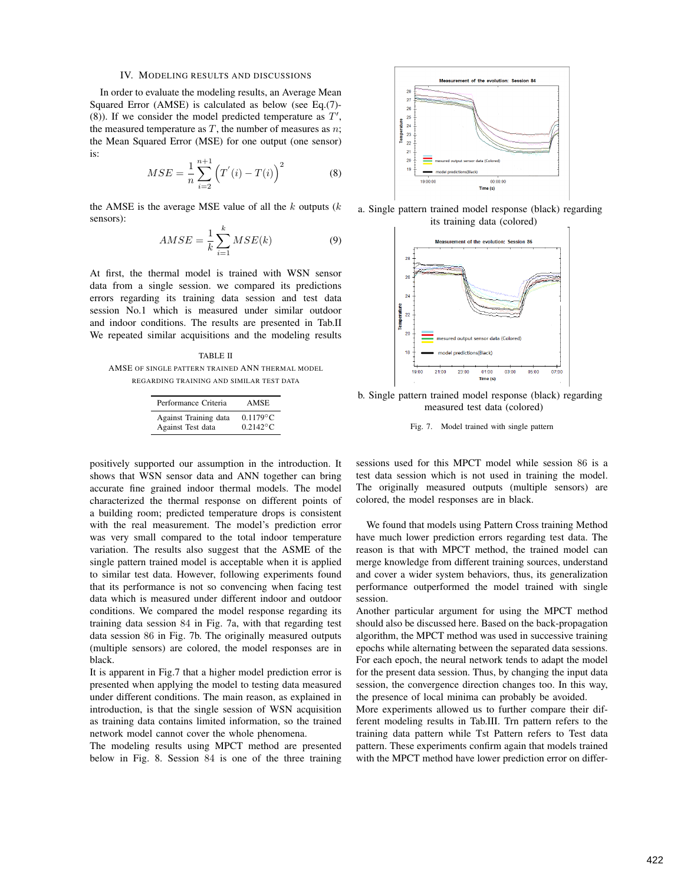## IV. Modeling Results and Discussions

In order to evaluate the modeling results, an Average Mean Squared Error (AMSE) is calculated as below (see Eq.(7)-(8)). If we consider the model predicted temperature as $T'$, the measured temperature as $T$, the number of measures as $n$; the Mean Squared Error (MSE) for one output (one sensor) is:

$$MSE = \frac{1}{n} \sum_{i=2}^{n+1} \left( T^{'}(i) - T(i) \right)^2 \tag{8}$$

the AMSE is the average MSE value of all the $k$ outputs ($k$ sensors):

$$AMSE = \frac{1}{k} \sum_{i=1}^{k} MSE(k) \tag{9}$$

At first, the thermal model is trained with WSN sensor data from a single session. we compared its predictions errors regarding its training data session and test data session No.1 which is measured under similar outdoor and indoor conditions. The results are presented in Tab.II We repeated similar acquisitions and the modeling results positively supported our assumption in the introduction. It shows that WSN sensor data and ANN together can bring accurate fine grained indoor thermal models. The model characterized the thermal response on different points of a building room; predicted temperature drops is consistent with the real measurement. The model's prediction error was very small compared to the total indoor temperature variation. The results also suggest that the ASME of the single pattern trained model is acceptable when it is applied to similar test data. However, following experiments found that its performance is not so convencing when facing test data which is measured under different indoor and outdoor conditions. We compared the model response regarding its training data session 84 in Fig. 7a, with that regarding test data session 86 in Fig. 7b. The originally measured outputs (multiple sensors) are colored, the model responses are in black.

TABLE II
AMSE of single pattern trained ANN thermal model regarding training and similar test data

| Performance Criteria | AMSE |
|---|---|
| Against Training data | 0.1179°C |
| Against Test data | 0.2142°C |

It is apparent in Fig.7 that a higher model prediction error is presented when applying the model to testing data measured under different conditions. The main reason, as explained in introduction, is that the single session of WSN acquisition as training data contains limited information, so the trained network model cannot cover the whole phenomena.

The modeling results using MPCT method are presented below in Fig. 8. Session 84 is one of the three training sessions used for this MPCT model while session 86 is a test data session which is not used in training the model. The originally measured outputs (multiple sensors) are colored, the model responses are in black.

a. Single pattern trained model response (black) regarding its training data (colored)

b. Single pattern trained model response (black) regarding measured test data (colored)

Fig. 7. Model trained with single pattern

We found that models using Pattern Cross training Method have much lower prediction errors regarding test data. The reason is that with MPCT method, the trained model can merge knowledge from different training sources, understand and cover a wider system behaviors, thus, its generalization performance outperformed the model trained with single session.

Another particular argument for using the MPCT method should also be discussed here. Based on the back-propagation algorithm, the MPCT method was used in successive training epochs while alternating between the separated data sessions. For each epoch, the neural network tends to adapt the model for the present data session. Thus, by changing the input data session, the convergence direction changes too. In this way, the presence of local minima can probably be avoided.

More experiments allowed us to further compare their different modeling results in Tab.III. Trn pattern refers to the training data pattern while Tst Pattern refers to Test data pattern. These experiments confirm again that models trained with the MPCT method have lower prediction error on differ-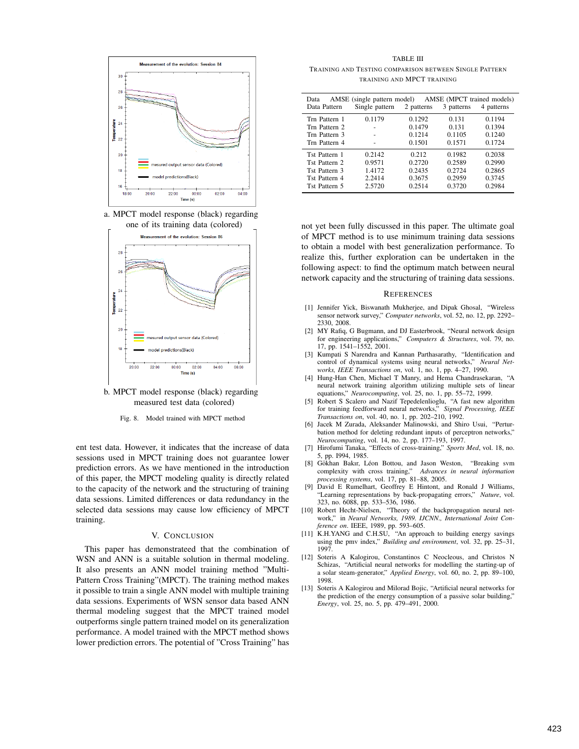Measurement of the evolution: Session 84

Temperature

30
28
26
24
22
20
18
16

mesured output sensor data (Colored)

model predictions(Black)

18:00 20:00 22:00 00:00 02:00 04:00

Time (s)

a. MPCT model response (black) regarding one of its training data (colored)

Measurement of the evolution: Session 86

Temperature

28
26
24
22
20
18

mesured output sensor data (Colored)

model predictions(Black)

20:00 22:00 00:00 02:00 04:00 06:00

Time (s)

b. MPCT model response (black) regarding measured test data (colored)

Fig. 8. Model trained with MPCT method

ent test data. However, it indicates that the increase of data sessions used in MPCT training does not guarantee lower prediction errors. As we have mentioned in the introduction of this paper, the MPCT modeling quality is directly related to the capacity of the network and the structuring of training data sessions. Limited differences or data redundancy in the selected data sessions may cause low efficiency of MPCT training.

## V. Conclusion

This paper has demonstrated that the combination of WSN and ANN is a suitable solution in thermal modeling. It also presents an ANN model training method "Multi-Pattern Cross Training"(MPCT). The training method makes it possible to train a single ANN model with multiple training data sessions. Experiments of WSN sensor data based ANN thermal modeling suggest that the MPCT trained model outperforms single pattern trained model on its generalization performance. A model trained with the MPCT method shows lower prediction errors. The potential of "Cross Training" has not yet been fully discussed in this paper. The ultimate goal of MPCT method is to use minimum training data sessions to obtain a model with best generalization performance. To realize this, further exploration can be undertaken in the following aspect: to find the optimum match between neural network capacity and the structuring of training data sessions.

TABLE III
Training and Testing comparison between Single Pattern training and MPCT training

| Data | AMSE (single pattern model) | AMSE (MPCT trained models) | | |
|---|---|---|---|---|
| Data Pattern | Single pattern | 2 patterns | 3 patterns | 4 patterns |
| Trn Pattern 1 | 0.1179 | 0.1292 | 0.131 | 0.1194 |
| Trn Pattern 2 | - | 0.1479 | 0.131 | 0.1394 |
| Trn Pattern 3 | - | 0.1214 | 0.1105 | 0.1240 |
| Trn Pattern 4 | - | 0.1501 | 0.1571 | 0.1724 |
| Tst Pattern 1 | 0.2142 | 0.212 | 0.1982 | 0.2038 |
| Tst Pattern 2 | 0.9571 | 0.2720 | 0.2589 | 0.2990 |
| Tst Pattern 3 | 1.4172 | 0.2435 | 0.2724 | 0.2865 |
| Tst Pattern 4 | 2.2414 | 0.3675 | 0.2959 | 0.3745 |
| Tst Pattern 5 | 2.5720 | 0.2514 | 0.3720 | 0.2984 |

## References

[1] Jennifer Yick, Biswanath Mukherjee, and Dipak Ghosal, "Wireless sensor network survey," *Computer networks*, vol. 52, no. 12, pp. 2292–2330, 2008.

[2] MY Rafiq, G Bugmann, and DJ Easterbrook, "Neural network design for engineering applications," *Computers & Structures*, vol. 79, no. 17, pp. 1541–1552, 2001.

[3] Kumpati S Narendra and Kannan Parthasarathy, "Identification and control of dynamical systems using neural networks," *Neural Networks, IEEE Transactions on*, vol. 1, no. 1, pp. 4–27, 1990.

[4] Hung-Han Chen, Michael T Manry, and Hema Chandrasekaran, "A neural network training algorithm utilizing multiple sets of linear equations," *Neurocomputing*, vol. 25, no. 1, pp. 55–72, 1999.

[5] Robert S Scalero and Nazif Tepedelenlioglu, "A fast new algorithm for training feedforward neural networks," *Signal Processing, IEEE Transactions on*, vol. 40, no. 1, pp. 202–210, 1992.

[6] Jacek M Zurada, Aleksander Malinowski, and Shiro Usui, "Perturbation method for deleting redundant inputs of perceptron networks," *Neurocomputing*, vol. 14, no. 2, pp. 177–193, 1997.

[7] Hirofumi Tanaka, "Effects of cross-training," *Sports Med*, vol. 18, no. 5, pp. I994, 1985.

[8] Gökhan Bakır, Léon Bottou, and Jason Weston, "Breaking svm complexity with cross training," *Advances in neural information processing systems*, vol. 17, pp. 81–88, 2005.

[9] David E Rumelhart, Geoffrey E Hintont, and Ronald J Williams, "Learning representations by back-propagating errors," *Nature*, vol. 323, no. 6088, pp. 533–536, 1986.

[10] Robert Hecht-Nielsen, "Theory of the backpropagation neural network," in *Neural Networks, 1989. IJCNN., International Joint Conference on*. IEEE, 1989, pp. 593–605.

[11] K.H.YANG and C.H.SU, "An approach to building energy savings using the pmv index," *Building and environment*, vol. 32, pp. 25–31, 1997.

[12] Soteris A Kalogirou, Constantinos C Neocleous, and Christos N Schizas, "Artificial neural networks for modelling the starting-up of a solar steam-generator," *Applied Energy*, vol. 60, no. 2, pp. 89–100, 1998.

[13] Soteris A Kalogirou and Milorad Bojic, "Artificial neural networks for the prediction of the energy consumption of a passive solar building," *Energy*, vol. 25, no. 5, pp. 479–491, 2000.